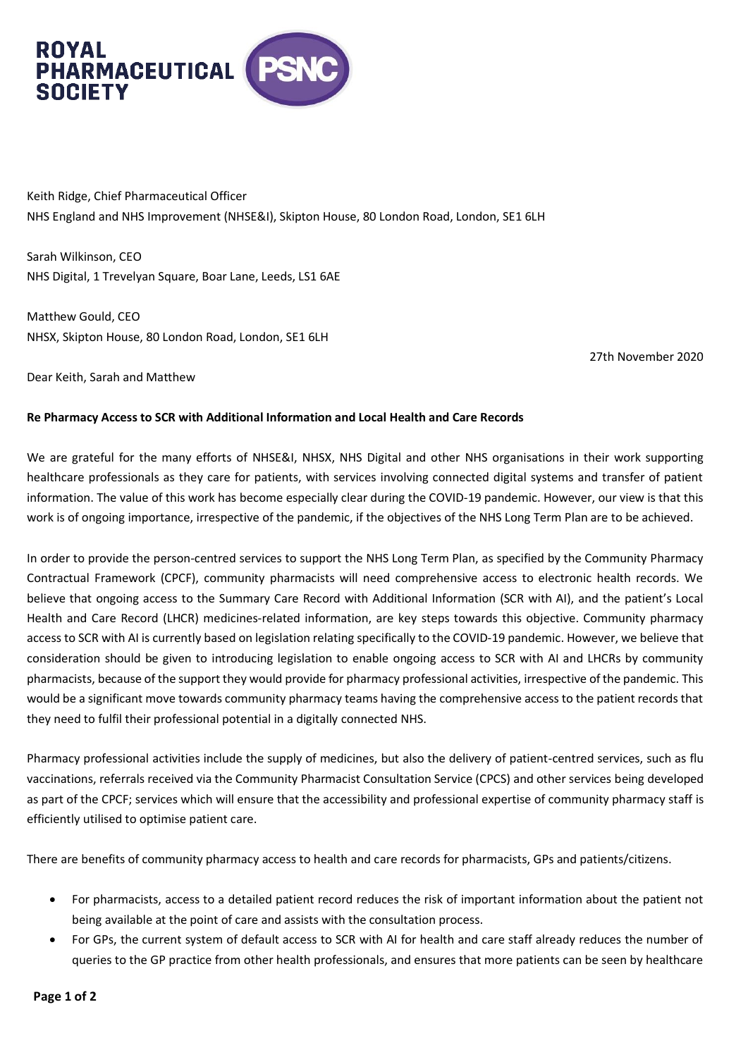ROYAL PHARMACEUTICAL SOCIETY

PSNC

Keith Ridge, Chief Pharmaceutical Officer
NHS England and NHS Improvement (NHSE&I), Skipton House, 80 London Road, London, SE1 6LH

Sarah Wilkinson, CEO
NHS Digital, 1 Trevelyan Square, Boar Lane, Leeds, LS1 6AE

Matthew Gould, CEO
NHSX, Skipton House, 80 London Road, London, SE1 6LH

27th November 2020

Dear Keith, Sarah and Matthew

**Re Pharmacy Access to SCR with Additional Information and Local Health and Care Records**

We are grateful for the many efforts of NHSE&I, NHSX, NHS Digital and other NHS organisations in their work supporting healthcare professionals as they care for patients, with services involving connected digital systems and transfer of patient information. The value of this work has become especially clear during the COVID-19 pandemic. However, our view is that this work is of ongoing importance, irrespective of the pandemic, if the objectives of the NHS Long Term Plan are to be achieved.

In order to provide the person-centred services to support the NHS Long Term Plan, as specified by the Community Pharmacy Contractual Framework (CPCF), community pharmacists will need comprehensive access to electronic health records. We believe that ongoing access to the Summary Care Record with Additional Information (SCR with AI), and the patient's Local Health and Care Record (LHCR) medicines-related information, are key steps towards this objective. Community pharmacy access to SCR with AI is currently based on legislation relating specifically to the COVID-19 pandemic. However, we believe that consideration should be given to introducing legislation to enable ongoing access to SCR with AI and LHCRs by community pharmacists, because of the support they would provide for pharmacy professional activities, irrespective of the pandemic. This would be a significant move towards community pharmacy teams having the comprehensive access to the patient records that they need to fulfil their professional potential in a digitally connected NHS.

Pharmacy professional activities include the supply of medicines, but also the delivery of patient-centred services, such as flu vaccinations, referrals received via the Community Pharmacist Consultation Service (CPCS) and other services being developed as part of the CPCF; services which will ensure that the accessibility and professional expertise of community pharmacy staff is efficiently utilised to optimise patient care.

There are benefits of community pharmacy access to health and care records for pharmacists, GPs and patients/citizens.

- For pharmacists, access to a detailed patient record reduces the risk of important information about the patient not being available at the point of care and assists with the consultation process.
- For GPs, the current system of default access to SCR with AI for health and care staff already reduces the number of queries to the GP practice from other health professionals, and ensures that more patients can be seen by healthcare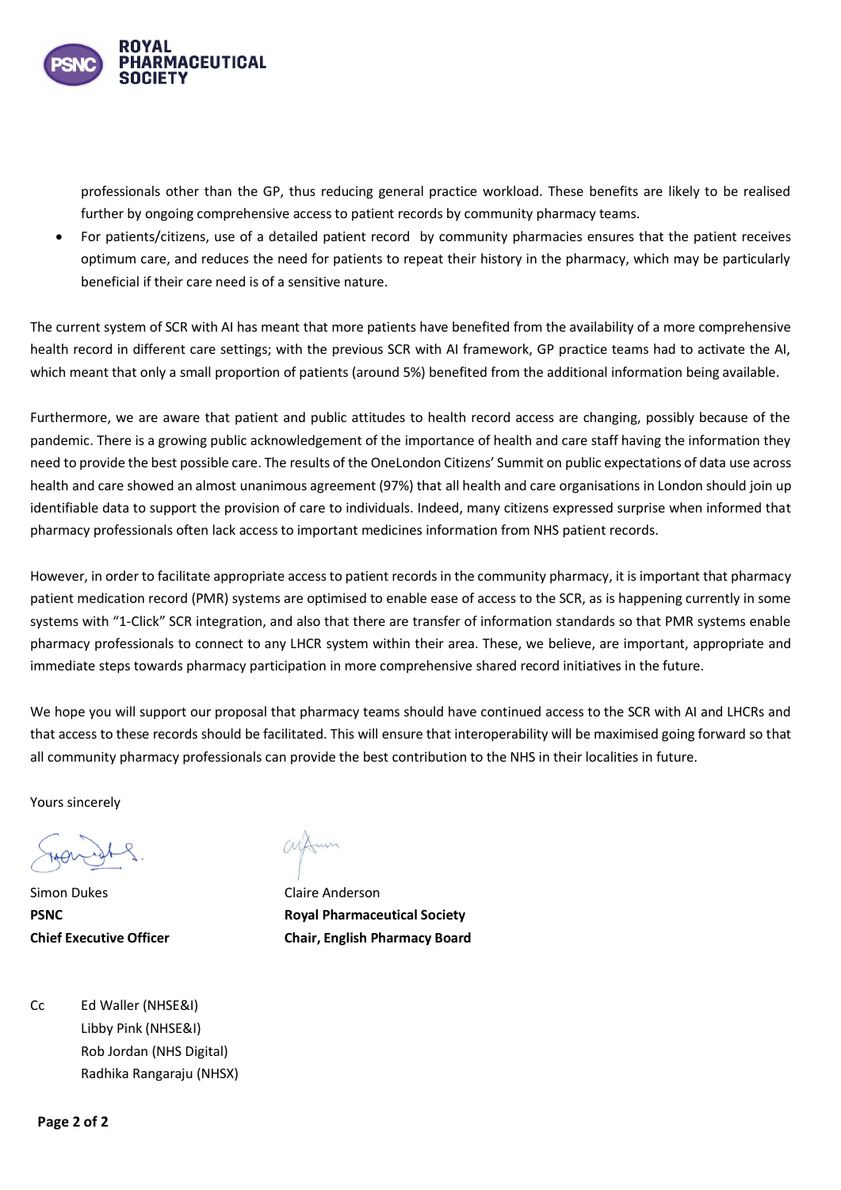professionals other than the GP, thus reducing general practice workload. These benefits are likely to be realised further by ongoing comprehensive access to patient records by community pharmacy teams.

- For patients/citizens, use of a detailed patient record by community pharmacies ensures that the patient receives optimum care, and reduces the need for patients to repeat their history in the pharmacy, which may be particularly beneficial if their care need is of a sensitive nature.

The current system of SCR with AI has meant that more patients have benefited from the availability of a more comprehensive health record in different care settings; with the previous SCR with AI framework, GP practice teams had to activate the AI, which meant that only a small proportion of patients (around 5%) benefited from the additional information being available.

Furthermore, we are aware that patient and public attitudes to health record access are changing, possibly because of the pandemic. There is a growing public acknowledgement of the importance of health and care staff having the information they need to provide the best possible care. The results of the OneLondon Citizens' Summit on public expectations of data use across health and care showed an almost unanimous agreement (97%) that all health and care organisations in London should join up identifiable data to support the provision of care to individuals. Indeed, many citizens expressed surprise when informed that pharmacy professionals often lack access to important medicines information from NHS patient records.

However, in order to facilitate appropriate access to patient records in the community pharmacy, it is important that pharmacy patient medication record (PMR) systems are optimised to enable ease of access to the SCR, as is happening currently in some systems with "1-Click" SCR integration, and also that there are transfer of information standards so that PMR systems enable pharmacy professionals to connect to any LHCR system within their area. These, we believe, are important, appropriate and immediate steps towards pharmacy participation in more comprehensive shared record initiatives in the future.

We hope you will support our proposal that pharmacy teams should have continued access to the SCR with AI and LHCRs and that access to these records should be facilitated. This will ensure that interoperability will be maximised going forward so that all community pharmacy professionals can provide the best contribution to the NHS in their localities in future.

Yours sincerely

| | |
|---|---|
| Simon Dukes | Claire Anderson |
| **PSNC** | **Royal Pharmaceutical Society** |
| **Chief Executive Officer** | **Chair, English Pharmacy Board** |

Cc Ed Waller (NHSE&I)
Libby Pink (NHSE&I)
Rob Jordan (NHS Digital)
Radhika Rangaraju (NHSX)